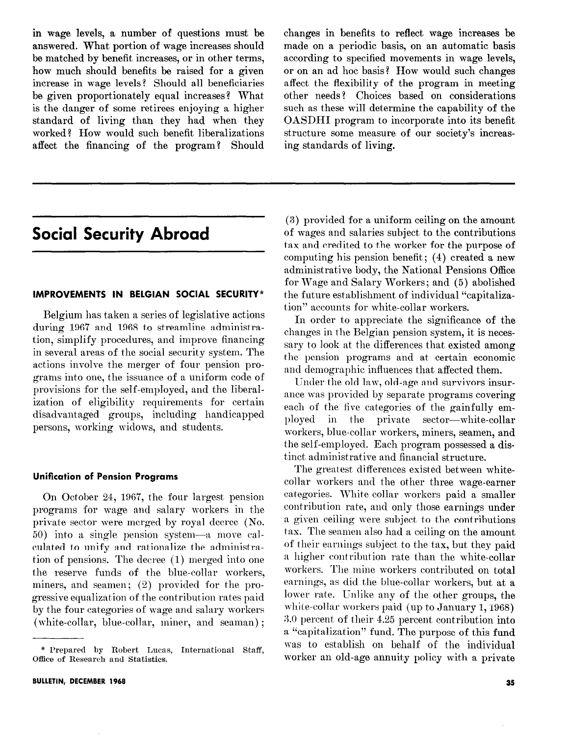in wage levels, a number of questions must be answered. What portion of wage increases should be matched by benefit increases, or in other terms, how much should benefits be raised for a given increase in wage levels? Should all beneficiaries be given proportionately equal increases? What is the danger of some retirees enjoying a higher standard of living than they had when they worked? How would such benefit liberalizations affect the financing of the program? Should changes in benefits to reflect wage increases be made on a periodic basis, on an automatic basis according to specified movements in wage levels, or on an ad hoc basis? How would such changes affect the flexibility of the program in meeting other needs? Choices based on considerations such as these will determine the capability of the OASDHI program to incorporate into its benefit structure some measure of our society's increasing standards of living.

# Social Security Abroad

## IMPROVEMENTS IN BELGIAN SOCIAL SECURITY*

Belgium has taken a series of legislative actions during 1967 and 1968 to streamline administration, simplify procedures, and improve financing in several areas of the social security system. The actions involve the merger of four pension programs into one, the issuance of a uniform code of provisions for the self-employed, and the liberalization of eligibility requirements for certain disadvantaged groups, including handicapped persons, working widows, and students.

### Unification of Pension Programs

On October 24, 1967, the four largest pension programs for wage and salary workers in the private sector were merged by royal decree (No. 50) into a single pension system—a move calculated to unify and rationalize the administration of pensions. The decree (1) merged into one the reserve funds of the blue-collar workers, miners, and seamen; (2) provided for the progressive equalization of the contribution rates paid by the four categories of wage and salary workers (white-collar, blue-collar, miner, and seaman); (3) provided for a uniform ceiling on the amount of wages and salaries subject to the contributions tax and credited to the worker for the purpose of computing his pension benefit; (4) created a new administrative body, the National Pensions Office for Wage and Salary Workers; and (5) abolished the future establishment of individual "capitalization" accounts for white-collar workers.

In order to appreciate the significance of the changes in the Belgian pension system, it is necessary to look at the differences that existed among the pension programs and at certain economic and demographic influences that affected them.

Under the old law, old-age and survivors insurance was provided by separate programs covering each of the five categories of the gainfully employed in the private sector—white-collar workers, blue-collar workers, miners, seamen, and the self-employed. Each program possessed a distinct administrative and financial structure.

The greatest differences existed between white-collar workers and the other three wage-earner categories. White collar workers paid a smaller contribution rate, and only those earnings under a given ceiling were subject to the contributions tax. The seamen also had a ceiling on the amount of their earnings subject to the tax, but they paid a higher contribution rate than the white-collar workers. The mine workers contributed on total earnings, as did the blue-collar workers, but at a lower rate. Unlike any of the other groups, the white-collar workers paid (up to January 1, 1968) 3.0 percent of their 4.25 percent contribution into a "capitalization" fund. The purpose of this fund was to establish on behalf of the individual worker an old-age annuity policy with a private

---

\* Prepared by Robert Lucas, International Staff, Office of Research and Statistics.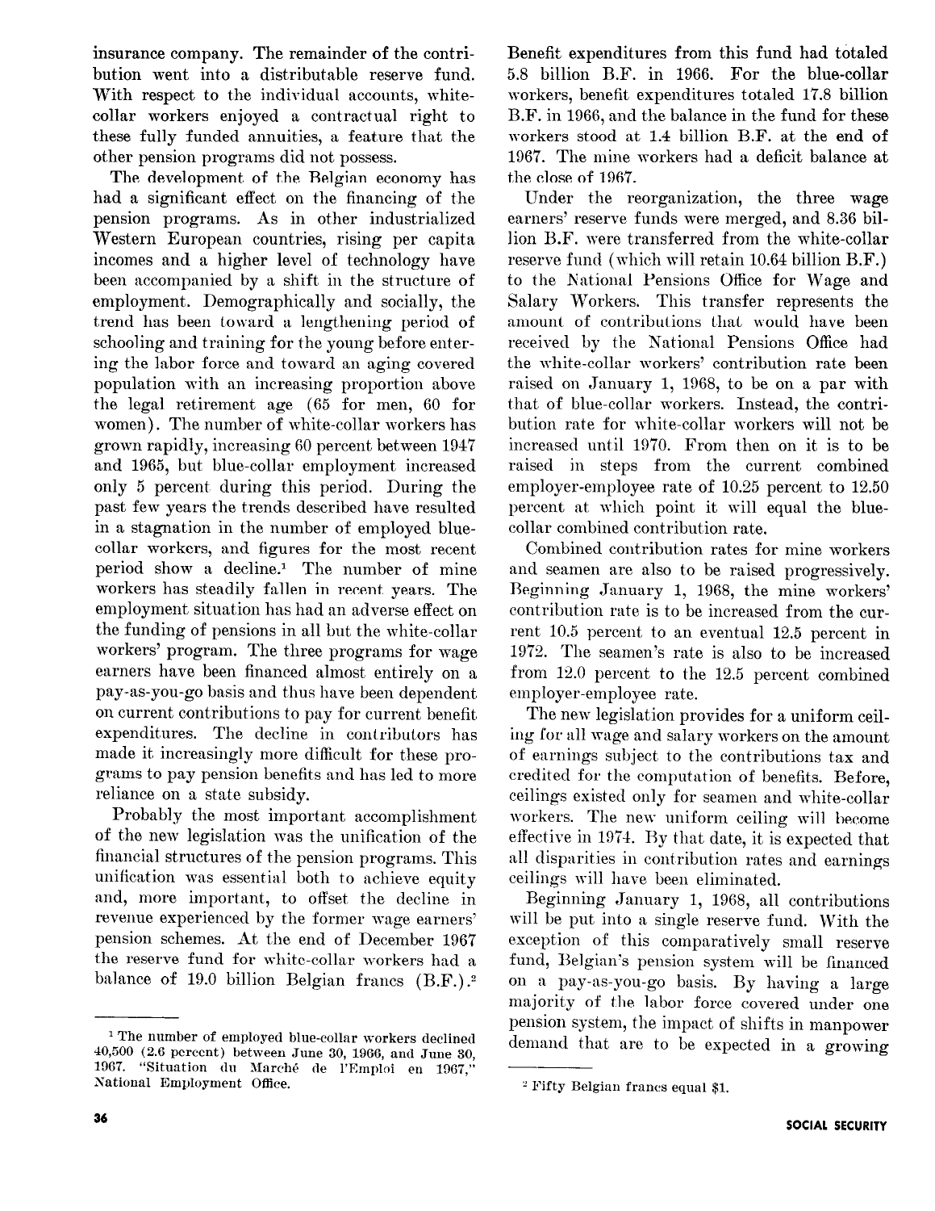insurance company. The remainder of the contribution went into a distributable reserve fund. With respect to the individual accounts, white-collar workers enjoyed a contractual right to these fully funded annuities, a feature that the other pension programs did not possess.

The development of the Belgian economy has had a significant effect on the financing of the pension programs. As in other industrialized Western European countries, rising per capita incomes and a higher level of technology have been accompanied by a shift in the structure of employment. Demographically and socially, the trend has been toward a lengthening period of schooling and training for the young before entering the labor force and toward an aging covered population with an increasing proportion above the legal retirement age (65 for men, 60 for women). The number of white-collar workers has grown rapidly, increasing 60 percent between 1947 and 1965, but blue-collar employment increased only 5 percent during this period. During the past few years the trends described have resulted in a stagnation in the number of employed blue-collar workers, and figures for the most recent period show a decline.[1] The number of mine workers has steadily fallen in recent years. The employment situation has had an adverse effect on the funding of pensions in all but the white-collar workers' program. The three programs for wage earners have been financed almost entirely on a pay-as-you-go basis and thus have been dependent on current contributions to pay for current benefit expenditures. The decline in contributors has made it increasingly more difficult for these programs to pay pension benefits and has led to more reliance on a state subsidy.

Probably the most important accomplishment of the new legislation was the unification of the financial structures of the pension programs. This unification was essential both to achieve equity and, more important, to offset the decline in revenue experienced by the former wage earners' pension schemes. At the end of December 1967 the reserve fund for white-collar workers had a balance of 19.0 billion Belgian francs (B.F.).[2] Benefit expenditures from this fund had totaled 5.8 billion B.F. in 1966. For the blue-collar workers, benefit expenditures totaled 17.8 billion B.F. in 1966, and the balance in the fund for these workers stood at 1.4 billion B.F. at the end of 1967. The mine workers had a deficit balance at the close of 1967.

Under the reorganization, the three wage earners' reserve funds were merged, and 8.36 billion B.F. were transferred from the white-collar reserve fund (which will retain 10.64 billion B.F.) to the National Pensions Office for Wage and Salary Workers. This transfer represents the amount of contributions that would have been received by the National Pensions Office had the white-collar workers' contribution rate been raised on January 1, 1968, to be on a par with that of blue-collar workers. Instead, the contribution rate for white-collar workers will not be increased until 1970. From then on it is to be raised in steps from the current combined employer-employee rate of 10.25 percent to 12.50 percent at which point it will equal the blue-collar combined contribution rate.

Combined contribution rates for mine workers and seamen are also to be raised progressively. Beginning January 1, 1968, the mine workers' contribution rate is to be increased from the current 10.5 percent to an eventual 12.5 percent in 1972. The seamen's rate is also to be increased from 12.0 percent to the 12.5 percent combined employer-employee rate.

The new legislation provides for a uniform ceiling for all wage and salary workers on the amount of earnings subject to the contributions tax and credited for the computation of benefits. Before, ceilings existed only for seamen and white-collar workers. The new uniform ceiling will become effective in 1974. By that date, it is expected that all disparities in contribution rates and earnings ceilings will have been eliminated.

Beginning January 1, 1968, all contributions will be put into a single reserve fund. With the exception of this comparatively small reserve fund, Belgian's pension system will be financed on a pay-as-you-go basis. By having a large majority of the labor force covered under one pension system, the impact of shifts in manpower demand that are to be expected in a growing

---

[1] The number of employed blue-collar workers declined 40,500 (2.6 percent) between June 30, 1966, and June 30, 1967. "Situation du Marché de l'Emploi en 1967," National Employment Office.

[2] Fifty Belgian francs equal $1.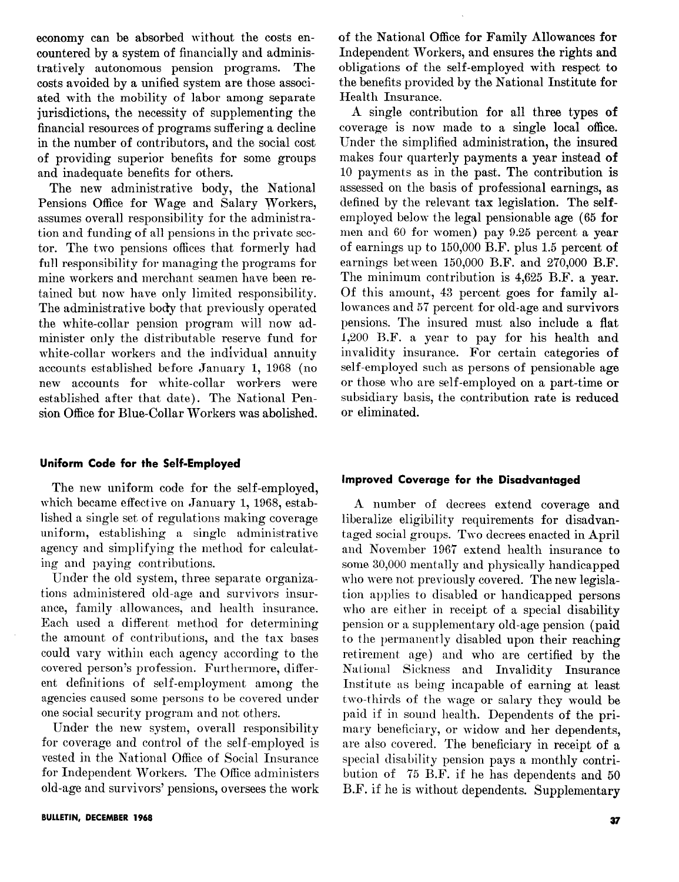economy can be absorbed without the costs encountered by a system of financially and administratively autonomous pension programs. The costs avoided by a unified system are those associated with the mobility of labor among separate jurisdictions, the necessity of supplementing the financial resources of programs suffering a decline in the number of contributors, and the social cost of providing superior benefits for some groups and inadequate benefits for others.

The new administrative body, the National Pensions Office for Wage and Salary Workers, assumes overall responsibility for the administration and funding of all pensions in the private sector. The two pensions offices that formerly had full responsibility for managing the programs for mine workers and merchant seamen have been retained but now have only limited responsibility. The administrative body that previously operated the white-collar pension program will now administer only the distributable reserve fund for white-collar workers and the individual annuity accounts established before January 1, 1968 (no new accounts for white-collar workers were established after that date). The National Pension Office for Blue-Collar Workers was abolished.

### Uniform Code for the Self-Employed

The new uniform code for the self-employed, which became effective on January 1, 1968, established a single set of regulations making coverage uniform, establishing a single administrative agency and simplifying the method for calculating and paying contributions.

Under the old system, three separate organizations administered old-age and survivors insurance, family allowances, and health insurance. Each used a different method for determining the amount of contributions, and the tax bases could vary within each agency according to the covered person's profession. Furthermore, different definitions of self-employment among the agencies caused some persons to be covered under one social security program and not others.

Under the new system, overall responsibility for coverage and control of the self-employed is vested in the National Office of Social Insurance for Independent Workers. The Office administers old-age and survivors' pensions, oversees the work of the National Office for Family Allowances for Independent Workers, and ensures the rights and obligations of the self-employed with respect to the benefits provided by the National Institute for Health Insurance.

A single contribution for all three types of coverage is now made to a single local office. Under the simplified administration, the insured makes four quarterly payments a year instead of 10 payments as in the past. The contribution is assessed on the basis of professional earnings, as defined by the relevant tax legislation. The self-employed below the legal pensionable age (65 for men and 60 for women) pay 9.25 percent a year of earnings up to 150,000 B.F. plus 1.5 percent of earnings between 150,000 B.F. and 270,000 B.F. The minimum contribution is 4,625 B.F. a year. Of this amount, 43 percent goes for family allowances and 57 percent for old-age and survivors pensions. The insured must also include a flat 1,200 B.F. a year to pay for his health and invalidity insurance. For certain categories of self-employed such as persons of pensionable age or those who are self-employed on a part-time or subsidiary basis, the contribution rate is reduced or eliminated.

### Improved Coverage for the Disadvantaged

A number of decrees extend coverage and liberalize eligibility requirements for disadvantaged social groups. Two decrees enacted in April and November 1967 extend health insurance to some 30,000 mentally and physically handicapped who were not previously covered. The new legislation applies to disabled or handicapped persons who are either in receipt of a special disability pension or a supplementary old-age pension (paid to the permanently disabled upon their reaching retirement age) and who are certified by the National Sickness and Invalidity Insurance Institute as being incapable of earning at least two-thirds of the wage or salary they would be paid if in sound health. Dependents of the primary beneficiary, or widow and her dependents, are also covered. The beneficiary in receipt of a special disability pension pays a monthly contribution of 75 B.F. if he has dependents and 50 B.F. if he is without dependents. Supplementary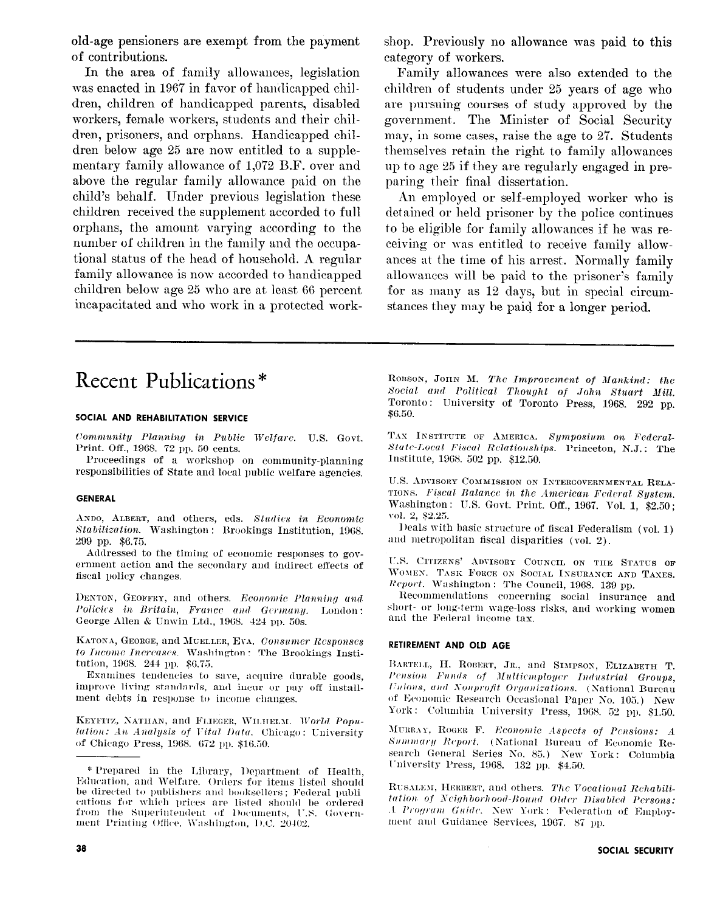old-age pensioners are exempt from the payment of contributions.

In the area of family allowances, legislation was enacted in 1967 in favor of handicapped children, children of handicapped parents, disabled workers, female workers, students and their children, prisoners, and orphans. Handicapped children below age 25 are now entitled to a supplementary family allowance of 1,072 B.F. over and above the regular family allowance paid on the child's behalf. Under previous legislation these children received the supplement accorded to full orphans, the amount varying according to the number of children in the family and the occupational status of the head of household. A regular family allowance is now accorded to handicapped children below age 25 who are at least 66 percent incapacitated and who work in a protected workshop. Previously no allowance was paid to this category of workers.

Family allowances were also extended to the children of students under 25 years of age who are pursuing courses of study approved by the government. The Minister of Social Security may, in some cases, raise the age to 27. Students themselves retain the right to family allowances up to age 25 if they are regularly engaged in preparing their final dissertation.

An employed or self-employed worker who is detained or held prisoner by the police continues to be eligible for family allowances if he was receiving or was entitled to receive family allowances at the time of his arrest. Normally family allowances will be paid to the prisoner's family for as many as 12 days, but in special circumstances they may be paid for a longer period.

# Recent Publications*

### SOCIAL AND REHABILITATION SERVICE

*Community Planning in Public Welfare.* U.S. Govt. Print. Off., 1968. 72 pp. 50 cents.

Proceedings of a workshop on community-planning responsibilities of State and local public welfare agencies.

### GENERAL

ANDO, ALBERT, and others, eds. *Studies in Economic Stabilization.* Washington: Brookings Institution, 1968. 299 pp. $6.75.

Addressed to the timing of economic responses to government action and the secondary and indirect effects of fiscal policy changes.

DENTON, GEOFFRY, and others. *Economic Planning and Policies in Britain, France and Germany.* London: George Allen & Unwin Ltd., 1968. 424 pp. 50s.

KATONA, GEORGE, and MUELLER, EVA. *Consumer Responses to Income Increases.* Washington: The Brookings Institution, 1968. 244 pp. $6.75.

Examines tendencies to save, acquire durable goods, improve living standards, and incur or pay off installment debts in response to income changes.

KEYFITZ, NATHAN, and FLIEGER, WILHELM. *World Population: An Analysis of Vital Data.* Chicago: University of Chicago Press, 1968. 672 pp. $16.50.

ROBSON, JOHN M. *The Improvement of Mankind: the Social and Political Thought of John Stuart Mill.* Toronto: University of Toronto Press, 1968. 292 pp. $6.50.

TAX INSTITUTE OF AMERICA. *Symposium on Federal-State-Local Fiscal Relationships.* Princeton, N.J.: The Institute, 1968. 502 pp. $12.50.

U.S. ADVISORY COMMISSION ON INTERGOVERNMENTAL RELATIONS. *Fiscal Balance in the American Federal System.* Washington: U.S. Govt. Print. Off., 1967. Vol. 1, $2.50; vol. 2, $2.25.

Deals with basic structure of fiscal Federalism (vol. 1) and metropolitan fiscal disparities (vol. 2).

U.S. CITIZENS' ADVISORY COUNCIL ON THE STATUS OF WOMEN. TASK FORCE ON SOCIAL INSURANCE AND TAXES. *Report.* Washington: The Council, 1968. 139 pp.

Recommendations concerning social insurance and short- or long-term wage-loss risks, and working women and the Federal income tax.

### RETIREMENT AND OLD AGE

BARTELL, H. ROBERT, JR., and SIMPSON, ELIZABETH T. *Pension Funds of Multiemployer Industrial Groups, Unions, and Nonprofit Organizations.* (National Bureau of Economic Research Occasional Paper No. 105.) New York: Columbia University Press, 1968. 52 pp. $1.50.

MURRAY, ROGER F. *Economic Aspects of Pensions: A Summary Report.* (National Bureau of Economic Research General Series No. 85.) New York: Columbia University Press, 1968. 132 pp. $4.50.

RUSALEM, HERBERT, and others. *The Vocational Rehabilitation of Neighborhood-Bound Older Disabled Persons: A Program Guide.* New York: Federation of Employment and Guidance Services, 1967. 87 pp.

---

\* Prepared in the Library, Department of Health, Education, and Welfare. Orders for items listed should be directed to publishers and booksellers; Federal publications for which prices are listed should be ordered from the Superintendent of Documents, U.S. Government Printing Office, Washington, D.C. 20402.